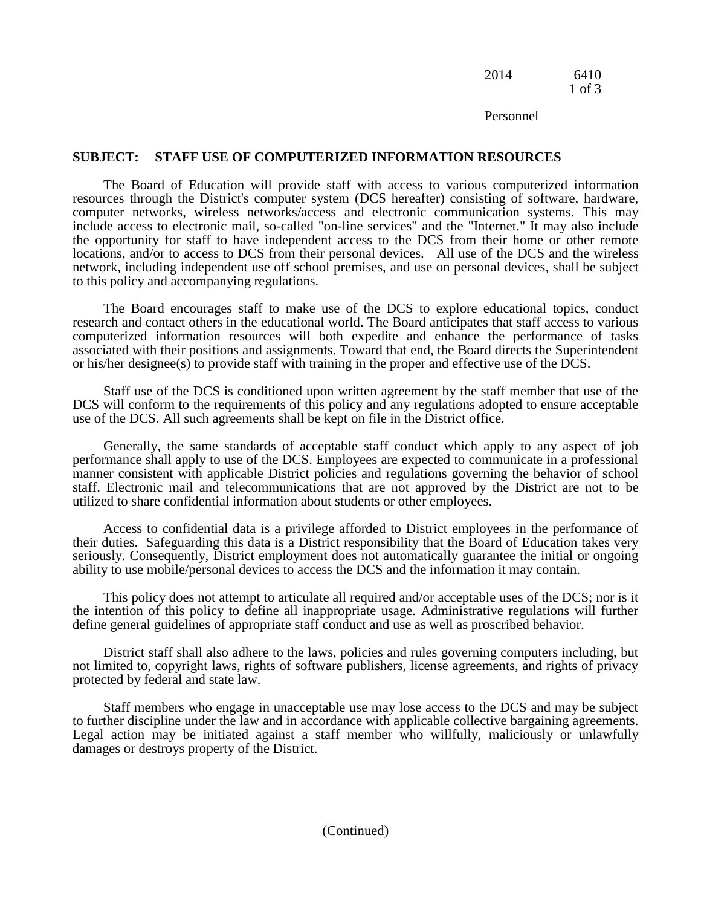## SUBJECT: STAFF USE OF COMPUTERIZED INFORMATION RESOURCES

The Board of Education will provide staff with access to various computerized information resources through the District's computer system (DCS hereafter) consisting of software, hardware, computer networks, wireless networks/access and electronic communication systems. This may include access to electronic mail, so-called "on-line services" and the "Internet." It may also include the opportunity for staff to have independent access to the DCS from their home or other remote locations, and/or to access to DCS from their personal devices. All use of the DCS and the wireless network, including independent use off school premises, and use on personal devices, shall be subject to this policy and accompanying regulations.

The Board encourages staff to make use of the DCS to explore educational topics, conduct research and contact others in the educational world. The Board anticipates that staff access to various computerized information resources will both expedite and enhance the performance of tasks associated with their positions and assignments. Toward that end, the Board directs the Superintendent or his/her designee(s) to provide staff with training in the proper and effective use of the DCS.

Staff use of the DCS is conditioned upon written agreement by the staff member that use of the DCS will conform to the requirements of this policy and any regulations adopted to ensure acceptable use of the DCS. All such agreements shall be kept on file in the District office.

Generally, the same standards of acceptable staff conduct which apply to any aspect of job performance shall apply to use of the DCS. Employees are expected to communicate in a professional manner consistent with applicable District policies and regulations governing the behavior of school staff. Electronic mail and telecommunications that are not approved by the District are not to be utilized to share confidential information about students or other employees.

Access to confidential data is a privilege afforded to District employees in the performance of their duties. Safeguarding this data is a District responsibility that the Board of Education takes very seriously. Consequently, District employment does not automatically guarantee the initial or ongoing ability to use mobile/personal devices to access the DCS and the information it may contain.

This policy does not attempt to articulate all required and/or acceptable uses of the DCS; nor is it the intention of this policy to define all inappropriate usage. Administrative regulations will further define general guidelines of appropriate staff conduct and use as well as proscribed behavior.

District staff shall also adhere to the laws, policies and rules governing computers including, but not limited to, copyright laws, rights of software publishers, license agreements, and rights of privacy protected by federal and state law.

Staff members who engage in unacceptable use may lose access to the DCS and may be subject to further discipline under the law and in accordance with applicable collective bargaining agreements. Legal action may be initiated against a staff member who willfully, maliciously or unlawfully damages or destroys property of the District.

(Continued)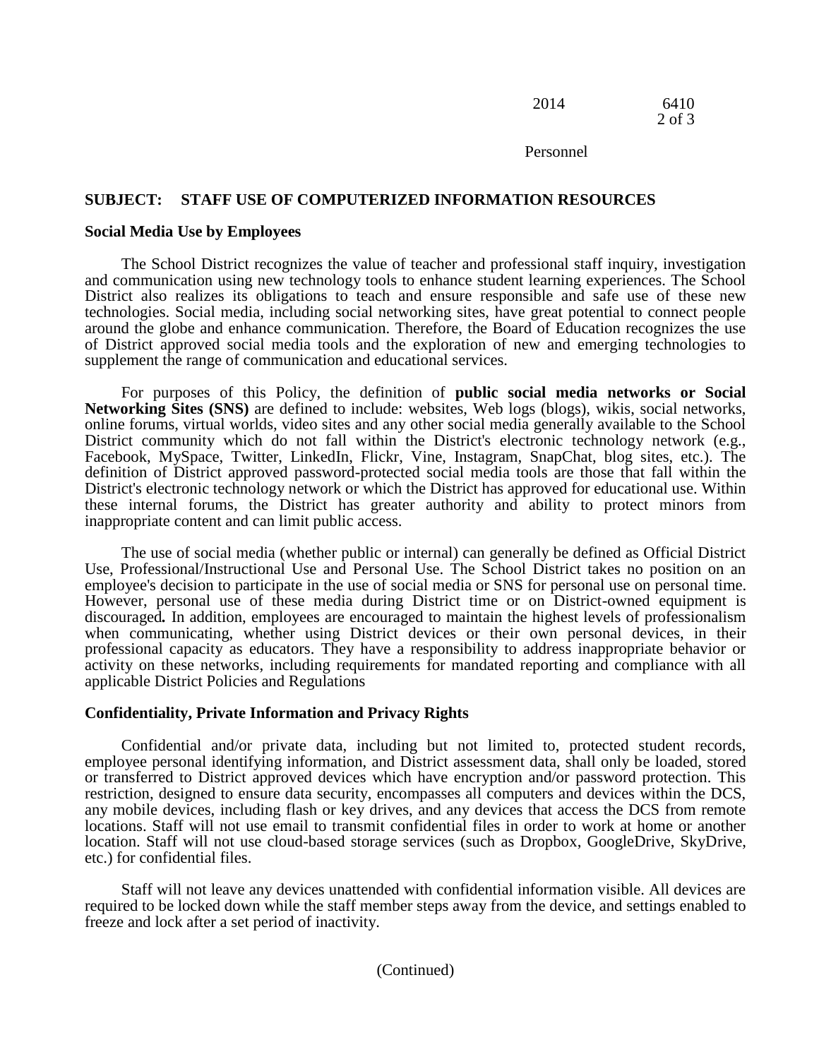## SUBJECT: STAFF USE OF COMPUTERIZED INFORMATION RESOURCES

### Social Media Use by Employees

The School District recognizes the value of teacher and professional staff inquiry, investigation and communication using new technology tools to enhance student learning experiences. The School District also realizes its obligations to teach and ensure responsible and safe use of these new technologies. Social media, including social networking sites, have great potential to connect people around the globe and enhance communication. Therefore, the Board of Education recognizes the use of District approved social media tools and the exploration of new and emerging technologies to supplement the range of communication and educational services.

For purposes of this Policy, the definition of **public social media networks or Social Networking Sites (SNS)** are defined to include: websites, Web logs (blogs), wikis, social networks, online forums, virtual worlds, video sites and any other social media generally available to the School District community which do not fall within the District's electronic technology network (e.g., Facebook, MySpace, Twitter, LinkedIn, Flickr, Vine, Instagram, SnapChat, blog sites, etc.). The definition of District approved password-protected social media tools are those that fall within the District's electronic technology network or which the District has approved for educational use. Within these internal forums, the District has greater authority and ability to protect minors from inappropriate content and can limit public access.

The use of social media (whether public or internal) can generally be defined as Official District Use, Professional/Instructional Use and Personal Use. The School District takes no position on an employee's decision to participate in the use of social media or SNS for personal use on personal time. However, personal use of these media during District time or on District-owned equipment is discouraged. In addition, employees are encouraged to maintain the highest levels of professionalism when communicating, whether using District devices or their own personal devices, in their professional capacity as educators. They have a responsibility to address inappropriate behavior or activity on these networks, including requirements for mandated reporting and compliance with all applicable District Policies and Regulations

### Confidentiality, Private Information and Privacy Rights

Confidential and/or private data, including but not limited to, protected student records, employee personal identifying information, and District assessment data, shall only be loaded, stored or transferred to District approved devices which have encryption and/or password protection. This restriction, designed to ensure data security, encompasses all computers and devices within the DCS, any mobile devices, including flash or key drives, and any devices that access the DCS from remote locations. Staff will not use email to transmit confidential files in order to work at home or another location. Staff will not use cloud-based storage services (such as Dropbox, GoogleDrive, SkyDrive, etc.) for confidential files.

Staff will not leave any devices unattended with confidential information visible. All devices are required to be locked down while the staff member steps away from the device, and settings enabled to freeze and lock after a set period of inactivity.

(Continued)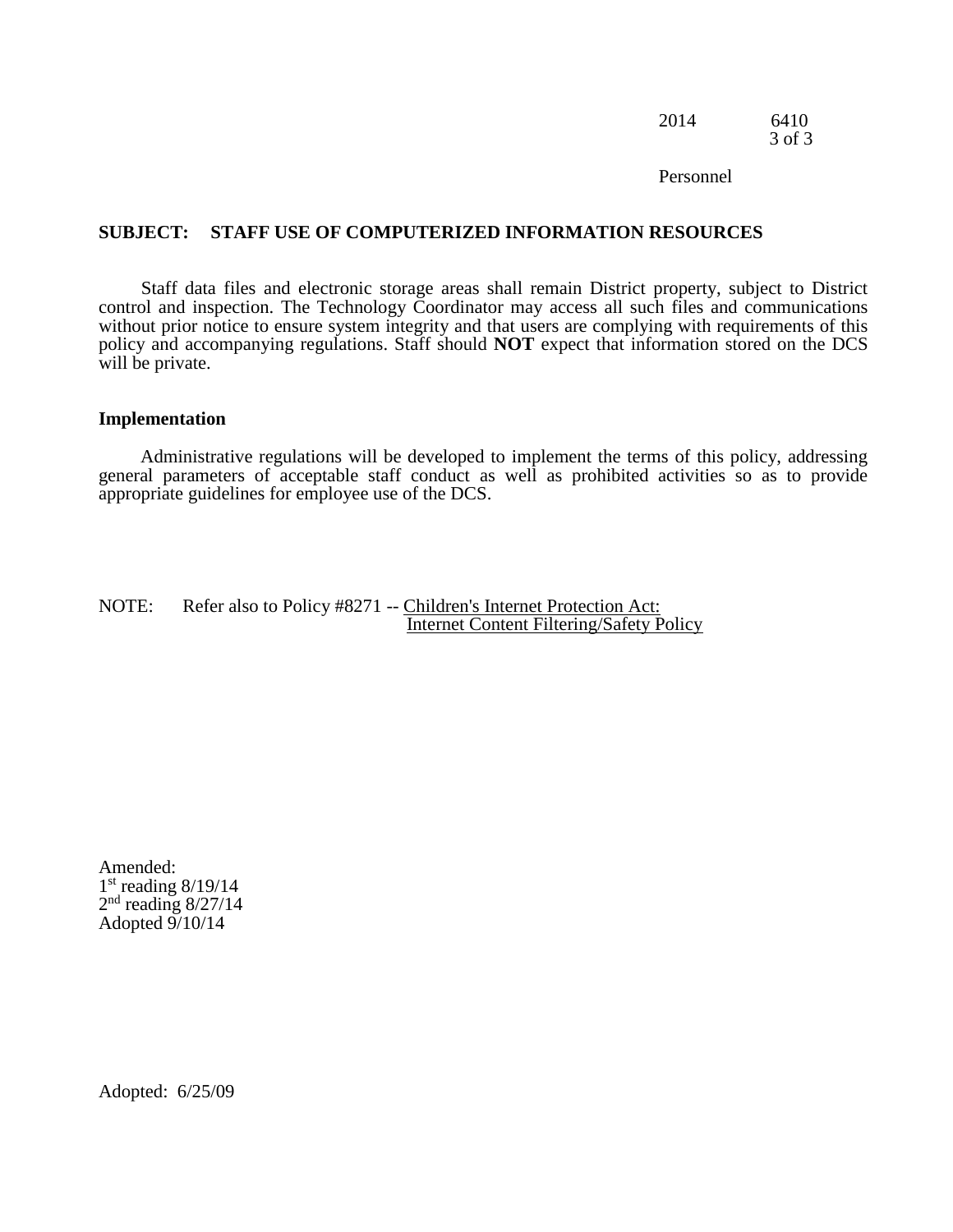**SUBJECT: STAFF USE OF COMPUTERIZED INFORMATION RESOURCES**

Staff data files and electronic storage areas shall remain District property, subject to District control and inspection. The Technology Coordinator may access all such files and communications without prior notice to ensure system integrity and that users are complying with requirements of this policy and accompanying regulations. Staff should **NOT** expect that information stored on the DCS will be private.

**Implementation**

Administrative regulations will be developed to implement the terms of this policy, addressing general parameters of acceptable staff conduct as well as prohibited activities so as to provide appropriate guidelines for employee use of the DCS.

NOTE: Refer also to Policy #8271 -- Children's Internet Protection Act: Internet Content Filtering/Safety Policy

Amended:
1st reading 8/19/14
2nd reading 8/27/14
Adopted 9/10/14

Adopted: 6/25/09